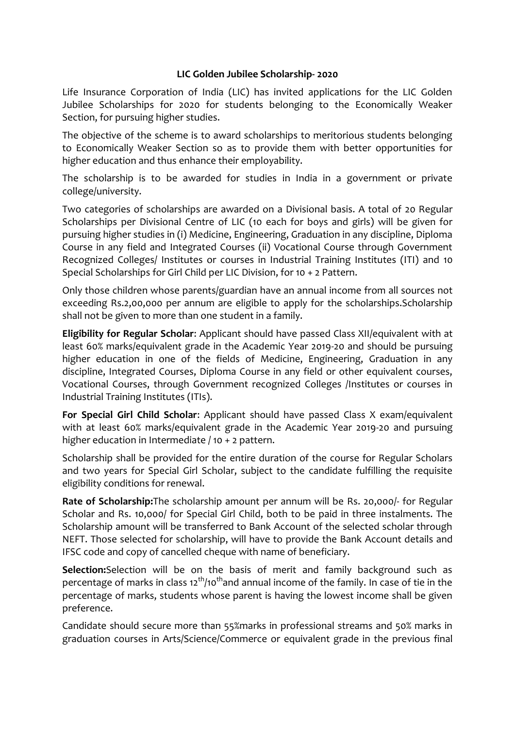# LIC Golden Jubilee Scholarship- 2020

Life Insurance Corporation of India (LIC) has invited applications for the LIC Golden Jubilee Scholarships for 2020 for students belonging to the Economically Weaker Section, for pursuing higher studies.

The objective of the scheme is to award scholarships to meritorious students belonging to Economically Weaker Section so as to provide them with better opportunities for higher education and thus enhance their employability.

The scholarship is to be awarded for studies in India in a government or private college/university.

Two categories of scholarships are awarded on a Divisional basis. A total of 20 Regular Scholarships per Divisional Centre of LIC (10 each for boys and girls) will be given for pursuing higher studies in (i) Medicine, Engineering, Graduation in any discipline, Diploma Course in any field and Integrated Courses (ii) Vocational Course through Government Recognized Colleges/ Institutes or courses in Industrial Training Institutes (ITI) and 10 Special Scholarships for Girl Child per LIC Division, for 10 + 2 Pattern.

Only those children whose parents/guardian have an annual income from all sources not exceeding Rs.2,00,000 per annum are eligible to apply for the scholarships.Scholarship shall not be given to more than one student in a family.

**Eligibility for Regular Scholar**: Applicant should have passed Class XII/equivalent with at least 60% marks/equivalent grade in the Academic Year 2019-20 and should be pursuing higher education in one of the fields of Medicine, Engineering, Graduation in any discipline, Integrated Courses, Diploma Course in any field or other equivalent courses, Vocational Courses, through Government recognized Colleges /Institutes or courses in Industrial Training Institutes (ITIs).

**For Special Girl Child Scholar**: Applicant should have passed Class X exam/equivalent with at least 60% marks/equivalent grade in the Academic Year 2019-20 and pursuing higher education in Intermediate / 10 + 2 pattern.

Scholarship shall be provided for the entire duration of the course for Regular Scholars and two years for Special Girl Scholar, subject to the candidate fulfilling the requisite eligibility conditions for renewal.

**Rate of Scholarship:**The scholarship amount per annum will be Rs. 20,000/- for Regular Scholar and Rs. 10,000/ for Special Girl Child, both to be paid in three instalments. The Scholarship amount will be transferred to Bank Account of the selected scholar through NEFT. Those selected for scholarship, will have to provide the Bank Account details and IFSC code and copy of cancelled cheque with name of beneficiary.

**Selection:**Selection will be on the basis of merit and family background such as percentage of marks in class $12^{th}$/$10^{th}$and annual income of the family. In case of tie in the percentage of marks, students whose parent is having the lowest income shall be given preference.

Candidate should secure more than 55%marks in professional streams and 50% marks in graduation courses in Arts/Science/Commerce or equivalent grade in the previous final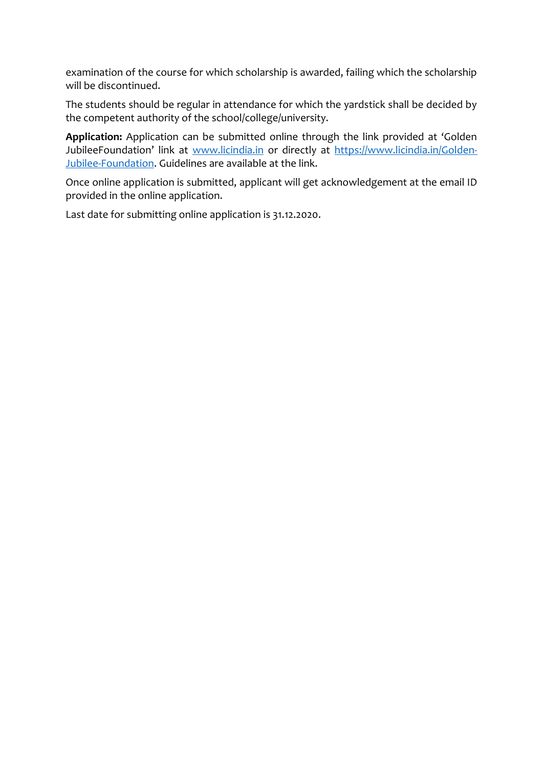examination of the course for which scholarship is awarded, failing which the scholarship will be discontinued.

The students should be regular in attendance for which the yardstick shall be decided by the competent authority of the school/college/university.

**Application:** Application can be submitted online through the link provided at 'Golden JubileeFoundation' link at [www.licindia.in](www.licindia.in) or directly at [https://www.licindia.in/Golden-Jubilee-Foundation](https://www.licindia.in/Golden-Jubilee-Foundation). Guidelines are available at the link.

Once online application is submitted, applicant will get acknowledgement at the email ID provided in the online application.

Last date for submitting online application is 31.12.2020.